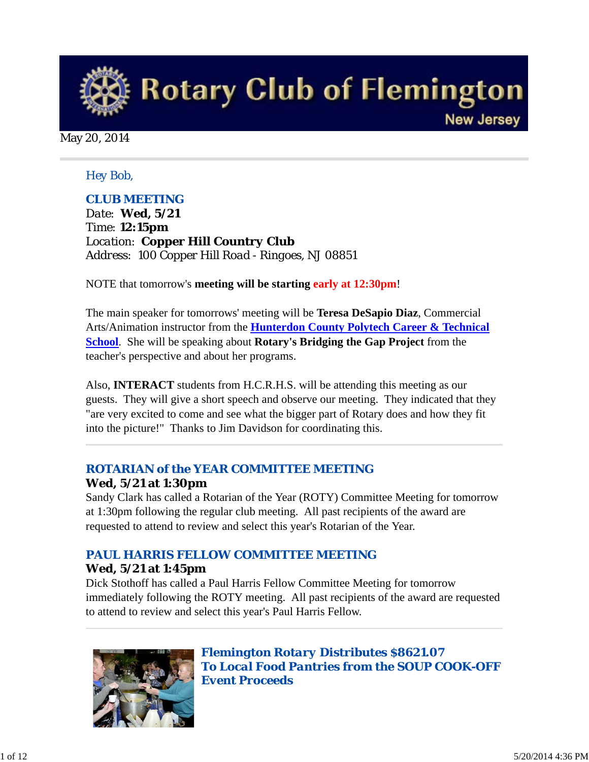# Rotary Club of Flemington

New Jersey

May 20, 2014

Hey Bob,

## CLUB MEETING

Date: **Wed, 5/21**
Time: **12:15pm**
Location: **Copper Hill Country Club**
Address: 100 Copper Hill Road - Ringoes, NJ 08851

NOTE that tomorrow's **meeting will be starting early at 12:30pm**!

The main speaker for tomorrows' meeting will be **Teresa DeSapio Diaz**, Commercial Arts/Animation instructor from the **Hunterdon County Polytech Career & Technical School**. She will be speaking about **Rotary's Bridging the Gap Project** from the teacher's perspective and about her programs.

Also, **INTERACT** students from H.C.R.H.S. will be attending this meeting as our guests. They will give a short speech and observe our meeting. They indicated that they "are very excited to come and see what the bigger part of Rotary does and how they fit into the picture!" Thanks to Jim Davidson for coordinating this.

---

## ROTARIAN of the YEAR COMMITTEE MEETING

**Wed, 5/21 at 1:30pm**

Sandy Clark has called a Rotarian of the Year (ROTY) Committee Meeting for tomorrow at 1:30pm following the regular club meeting. All past recipients of the award are requested to attend to review and select this year's Rotarian of the Year.

## PAUL HARRIS FELLOW COMMITTEE MEETING

**Wed, 5/21 at 1:45pm**

Dick Stothoff has called a Paul Harris Fellow Committee Meeting for tomorrow immediately following the ROTY meeting. All past recipients of the award are requested to attend to review and select this year's Paul Harris Fellow.

---

## Flemington Rotary Distributes $8621.07 To Local Food Pantries from the SOUP COOK-OFF Event Proceeds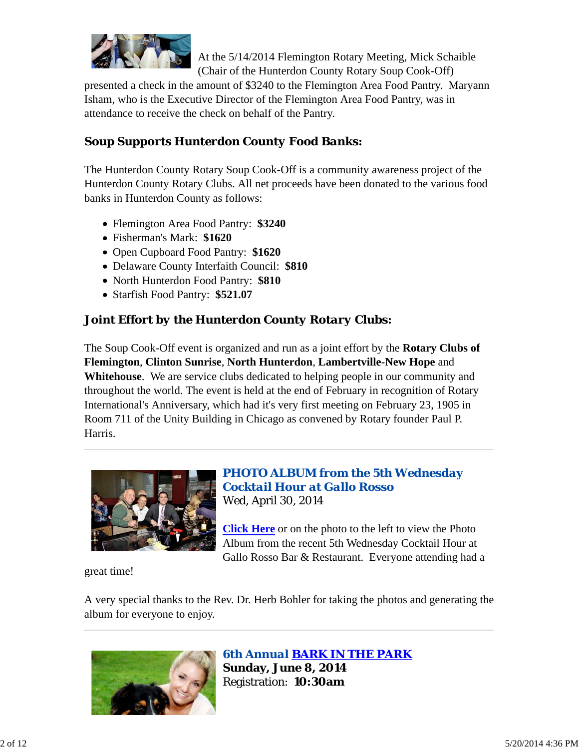At the 5/14/2014 Flemington Rotary Meeting, Mick Schaible (Chair of the Hunterdon County Rotary Soup Cook-Off) presented a check in the amount of $3240 to the Flemington Area Food Pantry. Maryann Isham, who is the Executive Director of the Flemington Area Food Pantry, was in attendance to receive the check on behalf of the Pantry.

### Soup Supports Hunterdon County Food Banks:

The Hunterdon County Rotary Soup Cook-Off is a community awareness project of the Hunterdon County Rotary Clubs. All net proceeds have been donated to the various food banks in Hunterdon County as follows:

- Flemington Area Food Pantry: **$3240**
- Fisherman's Mark: **$1620**
- Open Cupboard Food Pantry: **$1620**
- Delaware County Interfaith Council: **$810**
- North Hunterdon Food Pantry: **$810**
- Starfish Food Pantry: **$521.07**

### Joint Effort by the Hunterdon County Rotary Clubs:

The Soup Cook-Off event is organized and run as a joint effort by the **Rotary Clubs of Flemington**, **Clinton Sunrise**, **North Hunterdon**, **Lambertville-New Hope** and **Whitehouse**. We are service clubs dedicated to helping people in our community and throughout the world. The event is held at the end of February in recognition of Rotary International's Anniversary, which had it's very first meeting on February 23, 1905 in Room 711 of the Unity Building in Chicago as convened by Rotary founder Paul P. Harris.

---

### PHOTO ALBUM from the 5th Wednesday Cocktail Hour at Gallo Rosso

Wed, April 30, 2014

**Click Here** or on the photo to the left to view the Photo Album from the recent 5th Wednesday Cocktail Hour at Gallo Rosso Bar & Restaurant. Everyone attending had a great time!

A very special thanks to the Rev. Dr. Herb Bohler for taking the photos and generating the album for everyone to enjoy.

---

### 6th Annual BARK IN THE PARK

**Sunday, June 8, 2014**

Registration: **10:30am**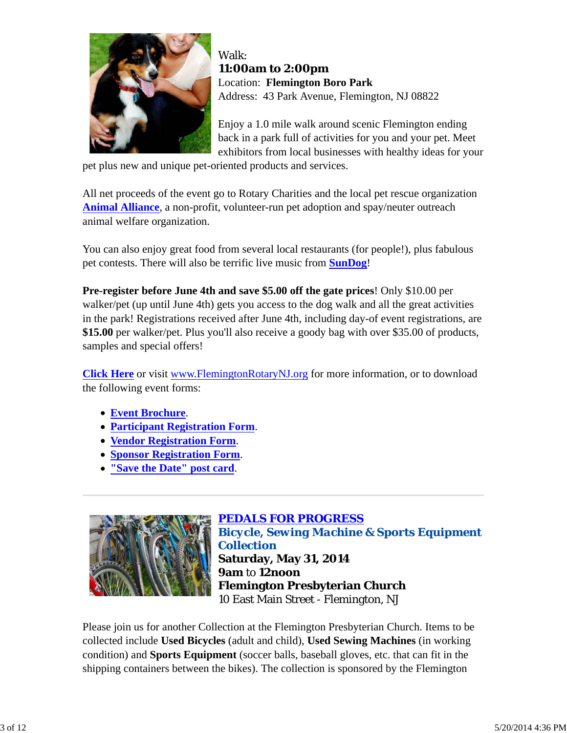Walk:
**11:00am to 2:00pm**
Location: **Flemington Boro Park**
Address: 43 Park Avenue, Flemington, NJ 08822

Enjoy a 1.0 mile walk around scenic Flemington ending back in a park full of activities for you and your pet. Meet exhibitors from local businesses with healthy ideas for your pet plus new and unique pet-oriented products and services.

All net proceeds of the event go to Rotary Charities and the local pet rescue organization **Animal Alliance**, a non-profit, volunteer-run pet adoption and spay/neuter outreach animal welfare organization.

You can also enjoy great food from several local restaurants (for people!), plus fabulous pet contests. There will also be terrific live music from **SunDog**!

**Pre-register before June 4th and save $5.00 off the gate prices**! Only $10.00 per walker/pet (up until June 4th) gets you access to the dog walk and all the great activities in the park! Registrations received after June 4th, including day-of event registrations, are **$15.00** per walker/pet. Plus you'll also receive a goody bag with over $35.00 of products, samples and special offers!

**Click Here** or visit www.FlemingtonRotaryNJ.org for more information, or to download the following event forms:

- **Event Brochure**.
- **Participant Registration Form**.
- **Vendor Registration Form**.
- **Sponsor Registration Form**.
- **"Save the Date" post card**.

---

## PEDALS FOR PROGRESS

### Bicycle, Sewing Machine & Sports Equipment Collection

**Saturday, May 31, 2014**
**9am** to **12noon**
**Flemington Presbyterian Church**
10 East Main Street - Flemington, NJ

Please join us for another Collection at the Flemington Presbyterian Church. Items to be collected include **Used Bicycles** (adult and child), **Used Sewing Machines** (in working condition) and **Sports Equipment** (soccer balls, baseball gloves, etc. that can fit in the shipping containers between the bikes). The collection is sponsored by the Flemington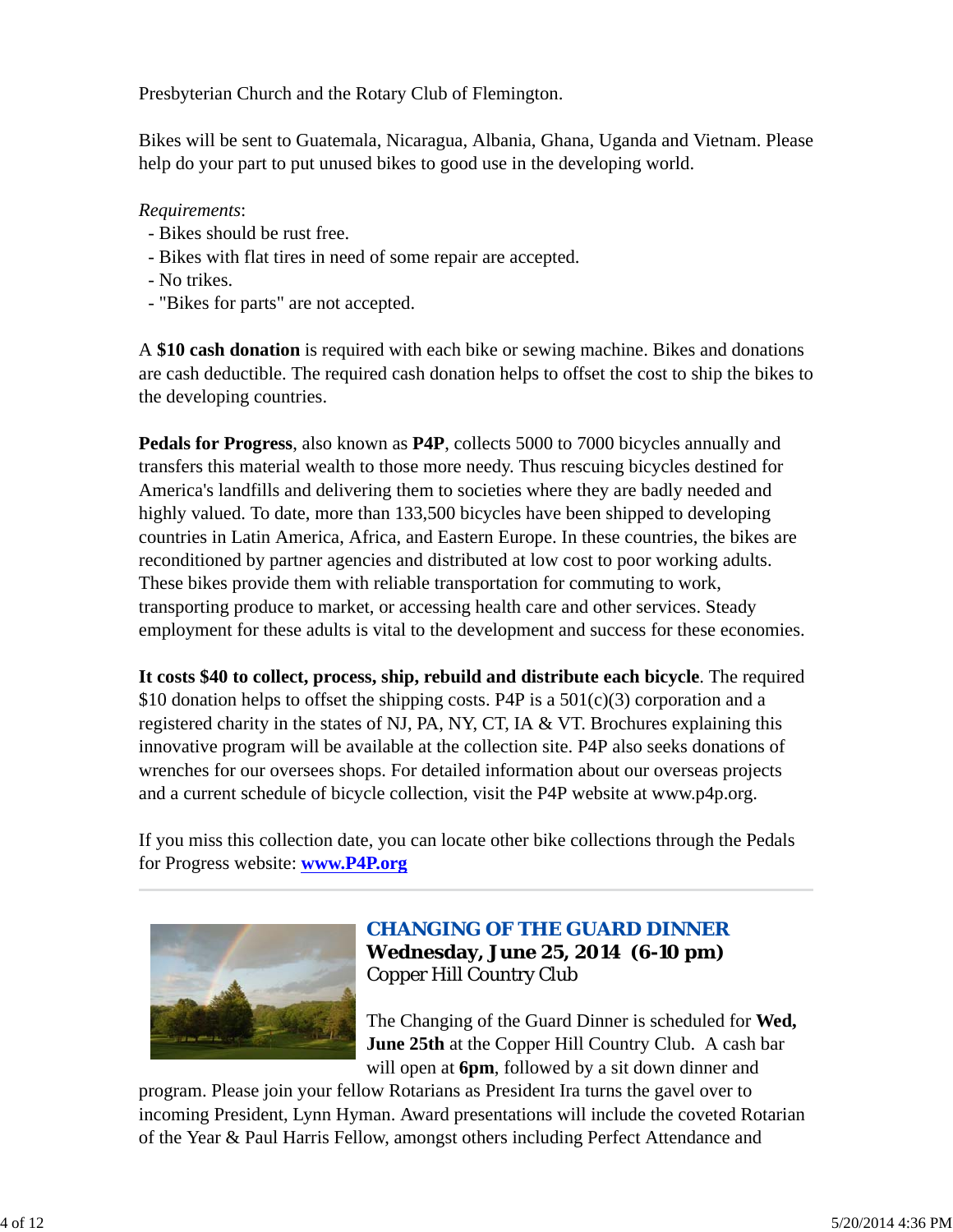Presbyterian Church and the Rotary Club of Flemington.

Bikes will be sent to Guatemala, Nicaragua, Albania, Ghana, Uganda and Vietnam. Please help do your part to put unused bikes to good use in the developing world.

*Requirements*:
- Bikes should be rust free.
- Bikes with flat tires in need of some repair are accepted.
- No trikes.
- "Bikes for parts" are not accepted.

A **$10 cash donation** is required with each bike or sewing machine. Bikes and donations are cash deductible. The required cash donation helps to offset the cost to ship the bikes to the developing countries.

**Pedals for Progress**, also known as **P4P**, collects 5000 to 7000 bicycles annually and transfers this material wealth to those more needy. Thus rescuing bicycles destined for America's landfills and delivering them to societies where they are badly needed and highly valued. To date, more than 133,500 bicycles have been shipped to developing countries in Latin America, Africa, and Eastern Europe. In these countries, the bikes are reconditioned by partner agencies and distributed at low cost to poor working adults. These bikes provide them with reliable transportation for commuting to work, transporting produce to market, or accessing health care and other services. Steady employment for these adults is vital to the development and success for these economies.

**It costs $40 to collect, process, ship, rebuild and distribute each bicycle**. The required $10 donation helps to offset the shipping costs. P4P is a 501(c)(3) corporation and a registered charity in the states of NJ, PA, NY, CT, IA & VT. Brochures explaining this innovative program will be available at the collection site. P4P also seeks donations of wrenches for our oversees shops. For detailed information about our overseas projects and a current schedule of bicycle collection, visit the P4P website at www.p4p.org.

If you miss this collection date, you can locate other bike collections through the Pedals for Progress website: **www.P4P.org**

---

## CHANGING OF THE GUARD DINNER

**Wednesday, June 25, 2014 (6-10 pm)**
Copper Hill Country Club

The Changing of the Guard Dinner is scheduled for **Wed, June 25th** at the Copper Hill Country Club. A cash bar will open at **6pm**, followed by a sit down dinner and program. Please join your fellow Rotarians as President Ira turns the gavel over to incoming President, Lynn Hyman. Award presentations will include the coveted Rotarian of the Year & Paul Harris Fellow, amongst others including Perfect Attendance and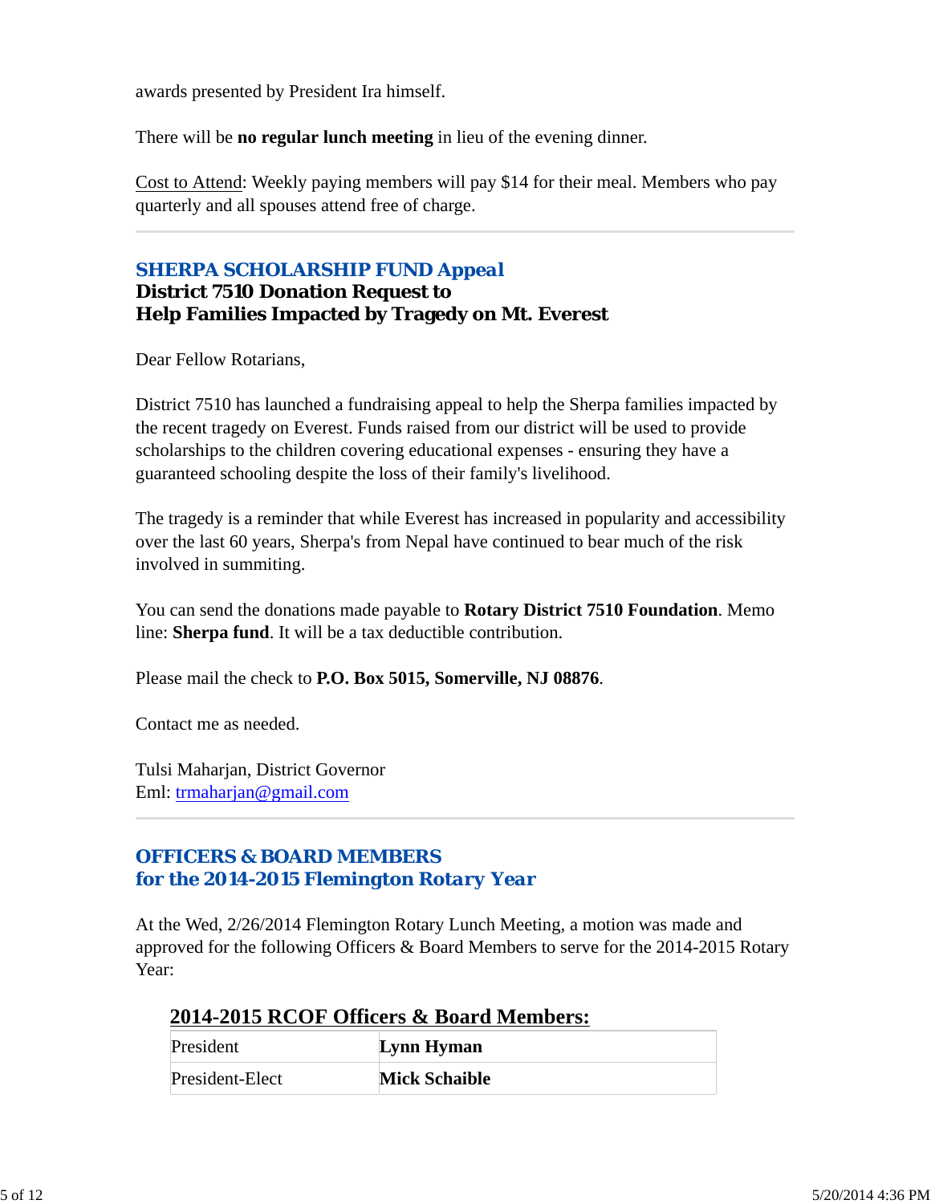awards presented by President Ira himself.

There will be **no regular lunch meeting** in lieu of the evening dinner.

Cost to Attend: Weekly paying members will pay $14 for their meal. Members who pay quarterly and all spouses attend free of charge.

---

## SHERPA SCHOLARSHIP FUND Appeal

### District 7510 Donation Request to Help Families Impacted by Tragedy on Mt. Everest

Dear Fellow Rotarians,

District 7510 has launched a fundraising appeal to help the Sherpa families impacted by the recent tragedy on Everest. Funds raised from our district will be used to provide scholarships to the children covering educational expenses - ensuring they have a guaranteed schooling despite the loss of their family's livelihood.

The tragedy is a reminder that while Everest has increased in popularity and accessibility over the last 60 years, Sherpa's from Nepal have continued to bear much of the risk involved in summiting.

You can send the donations made payable to **Rotary District 7510 Foundation**. Memo line: **Sherpa fund**. It will be a tax deductible contribution.

Please mail the check to **P.O. Box 5015, Somerville, NJ 08876**.

Contact me as needed.

Tulsi Maharjan, District Governor
Eml: trmaharjan@gmail.com

---

## OFFICERS & BOARD MEMBERS for the 2014-2015 Flemington Rotary Year

At the Wed, 2/26/2014 Flemington Rotary Lunch Meeting, a motion was made and approved for the following Officers & Board Members to serve for the 2014-2015 Rotary Year:

### 2014-2015 RCOF Officers & Board Members:

| | |
|---|---|
| President | **Lynn Hyman** |
| President-Elect | **Mick Schaible** |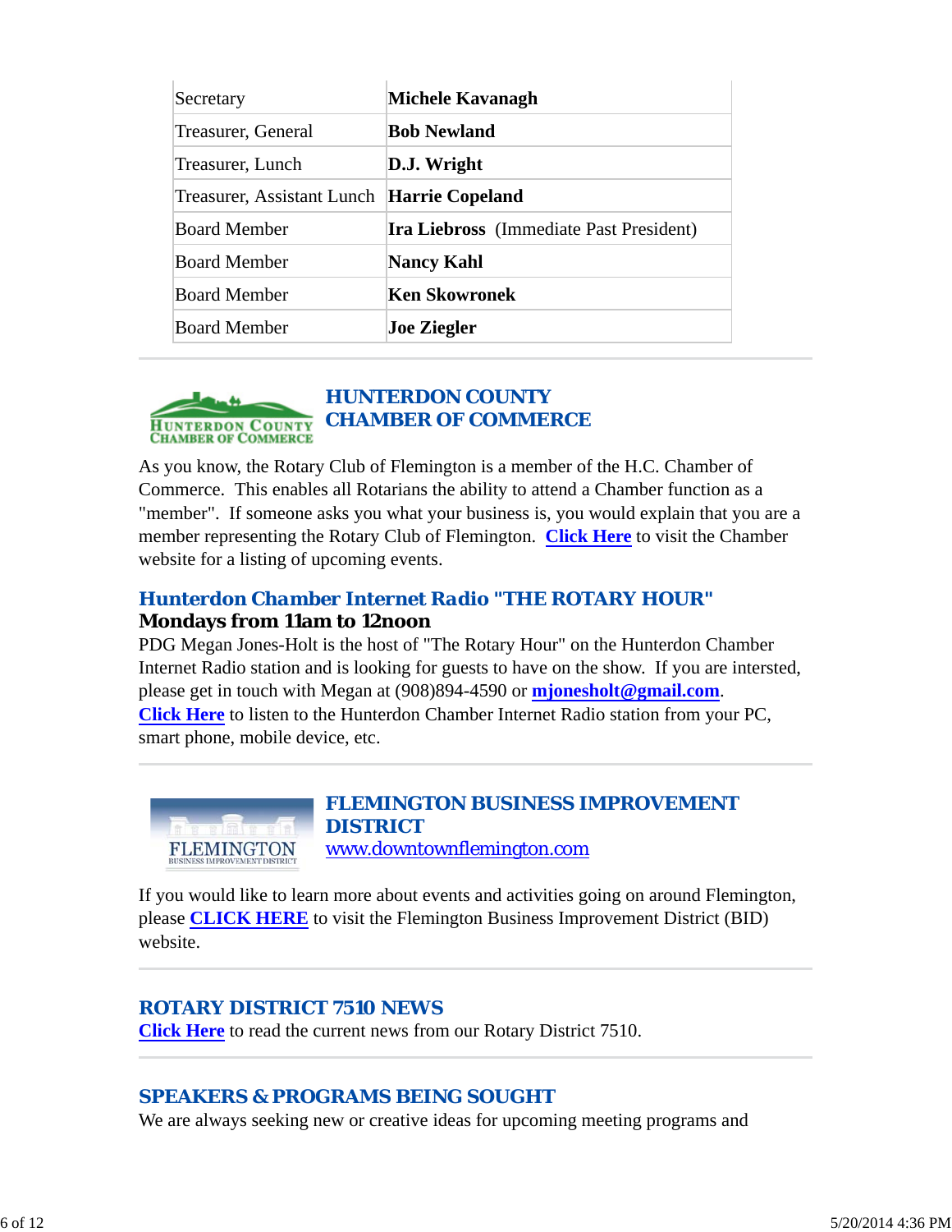| Secretary | **Michele Kavanagh** |
|---|---|
| Treasurer, General | **Bob Newland** |
| Treasurer, Lunch | **D.J. Wright** |
| Treasurer, Assistant Lunch | **Harrie Copeland** |
| Board Member | **Ira Liebross** (Immediate Past President) |
| Board Member | **Nancy Kahl** |
| Board Member | **Ken Skowronek** |
| Board Member | **Joe Ziegler** |

---

## HUNTERDON COUNTY CHAMBER OF COMMERCE

As you know, the Rotary Club of Flemington is a member of the H.C. Chamber of Commerce. This enables all Rotarians the ability to attend a Chamber function as a "member". If someone asks you what your business is, you would explain that you are a member representing the Rotary Club of Flemington. **Click Here** to visit the Chamber website for a listing of upcoming events.

### Hunterdon Chamber Internet Radio "THE ROTARY HOUR"

**Mondays from 11am to 12noon**

PDG Megan Jones-Holt is the host of "The Rotary Hour" on the Hunterdon Chamber Internet Radio station and is looking for guests to have on the show. If you are intersted, please get in touch with Megan at (908)894-4590 or **mjonesholt@gmail.com**. **Click Here** to listen to the Hunterdon Chamber Internet Radio station from your PC, smart phone, mobile device, etc.

---

## FLEMINGTON BUSINESS IMPROVEMENT DISTRICT

www.downtownflemington.com

If you would like to learn more about events and activities going on around Flemington, please **CLICK HERE** to visit the Flemington Business Improvement District (BID) website.

---

## ROTARY DISTRICT 7510 NEWS

**Click Here** to read the current news from our Rotary District 7510.

---

## SPEAKERS & PROGRAMS BEING SOUGHT

We are always seeking new or creative ideas for upcoming meeting programs and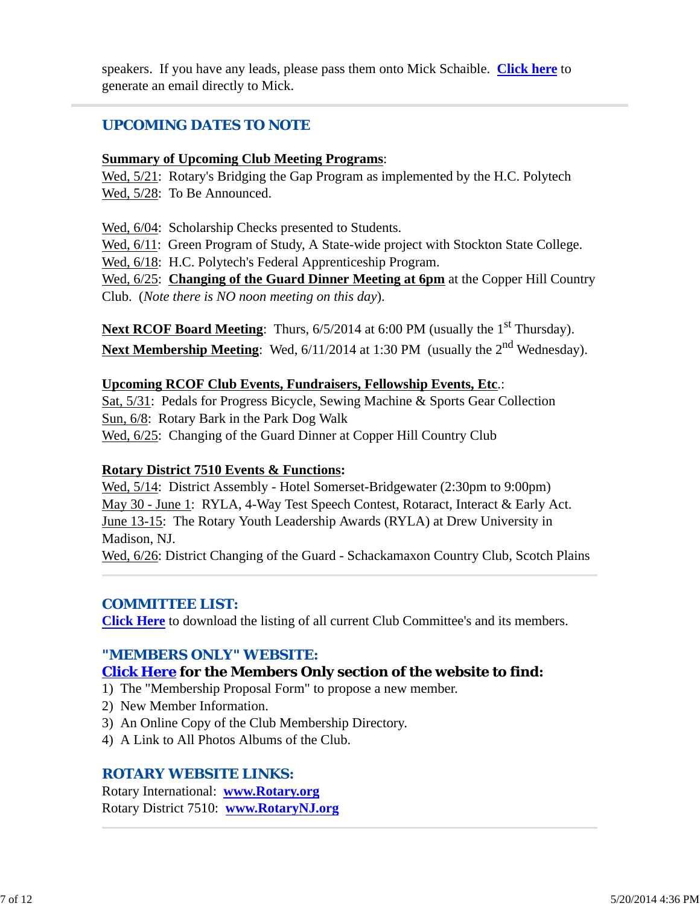speakers. If you have any leads, please pass them onto Mick Schaible. **Click here** to generate an email directly to Mick.

## UPCOMING DATES TO NOTE

**Summary of Upcoming Club Meeting Programs**:
Wed, 5/21: Rotary's Bridging the Gap Program as implemented by the H.C. Polytech
Wed, 5/28: To Be Announced.

Wed, 6/04: Scholarship Checks presented to Students.
Wed, 6/11: Green Program of Study, A State-wide project with Stockton State College.
Wed, 6/18: H.C. Polytech's Federal Apprenticeship Program.
Wed, 6/25: **Changing of the Guard Dinner Meeting at 6pm** at the Copper Hill Country Club. (*Note there is NO noon meeting on this day*).

**Next RCOF Board Meeting**: Thurs, 6/5/2014 at 6:00 PM (usually the 1st Thursday).
**Next Membership Meeting**: Wed, 6/11/2014 at 1:30 PM (usually the 2nd Wednesday).

**Upcoming RCOF Club Events, Fundraisers, Fellowship Events, Etc**.:
Sat, 5/31: Pedals for Progress Bicycle, Sewing Machine & Sports Gear Collection
Sun, 6/8: Rotary Bark in the Park Dog Walk
Wed, 6/25: Changing of the Guard Dinner at Copper Hill Country Club

**Rotary District 7510 Events & Functions:**
Wed, 5/14: District Assembly - Hotel Somerset-Bridgewater (2:30pm to 9:00pm)
May 30 - June 1: RYLA, 4-Way Test Speech Contest, Rotaract, Interact & Early Act.
June 13-15: The Rotary Youth Leadership Awards (RYLA) at Drew University in Madison, NJ.
Wed, 6/26: District Changing of the Guard - Schackamaxon Country Club, Scotch Plains

## COMMITTEE LIST:

**Click Here** to download the listing of all current Club Committee's and its members.

## "MEMBERS ONLY" WEBSITE:

**Click Here for the Members Only section of the website to find:**

1) The "Membership Proposal Form" to propose a new member.
2) New Member Information.
3) An Online Copy of the Club Membership Directory.
4) A Link to All Photos Albums of the Club.

## ROTARY WEBSITE LINKS:

Rotary International: **www.Rotary.org**
Rotary District 7510: **www.RotaryNJ.org**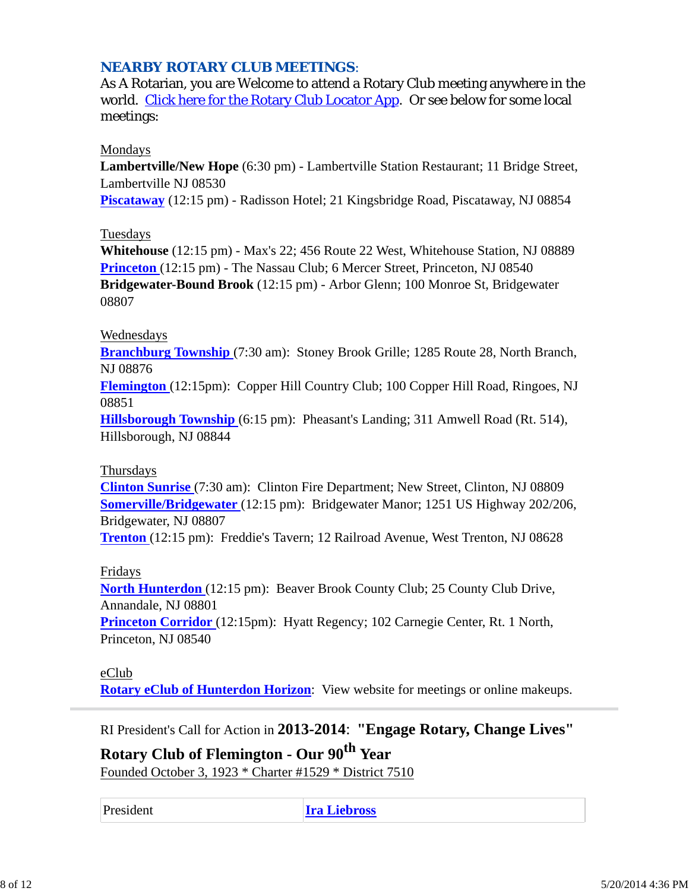## NEARBY ROTARY CLUB MEETINGS:

As A Rotarian, you are Welcome to attend a Rotary Club meeting anywhere in the world. Click here for the Rotary Club Locator App. Or see below for some local meetings:

Mondays

**Lambertville/New Hope** (6:30 pm) - Lambertville Station Restaurant; 11 Bridge Street, Lambertville NJ 08530
**Piscataway** (12:15 pm) - Radisson Hotel; 21 Kingsbridge Road, Piscataway, NJ 08854

Tuesdays

**Whitehouse** (12:15 pm) - Max's 22; 456 Route 22 West, Whitehouse Station, NJ 08889
**Princeton** (12:15 pm) - The Nassau Club; 6 Mercer Street, Princeton, NJ 08540
**Bridgewater-Bound Brook** (12:15 pm) - Arbor Glenn; 100 Monroe St, Bridgewater 08807

Wednesdays

**Branchburg Township** (7:30 am): Stoney Brook Grille; 1285 Route 28, North Branch, NJ 08876
**Flemington** (12:15pm): Copper Hill Country Club; 100 Copper Hill Road, Ringoes, NJ 08851
**Hillsborough Township** (6:15 pm): Pheasant's Landing; 311 Amwell Road (Rt. 514), Hillsborough, NJ 08844

Thursdays

**Clinton Sunrise** (7:30 am): Clinton Fire Department; New Street, Clinton, NJ 08809
**Somerville/Bridgewater** (12:15 pm): Bridgewater Manor; 1251 US Highway 202/206, Bridgewater, NJ 08807
**Trenton** (12:15 pm): Freddie's Tavern; 12 Railroad Avenue, West Trenton, NJ 08628

Fridays

**North Hunterdon** (12:15 pm): Beaver Brook County Club; 25 County Club Drive, Annandale, NJ 08801
**Princeton Corridor** (12:15pm): Hyatt Regency; 102 Carnegie Center, Rt. 1 North, Princeton, NJ 08540

eClub

**Rotary eClub of Hunterdon Horizon**: View website for meetings or online makeups.

---

RI President's Call for Action in **2013-2014**: **"Engage Rotary, Change Lives"**

**Rotary Club of Flemington - Our 90th Year**
Founded October 3, 1923 * Charter #1529 * District 7510

| President | **Ira Liebross** |
|---|---|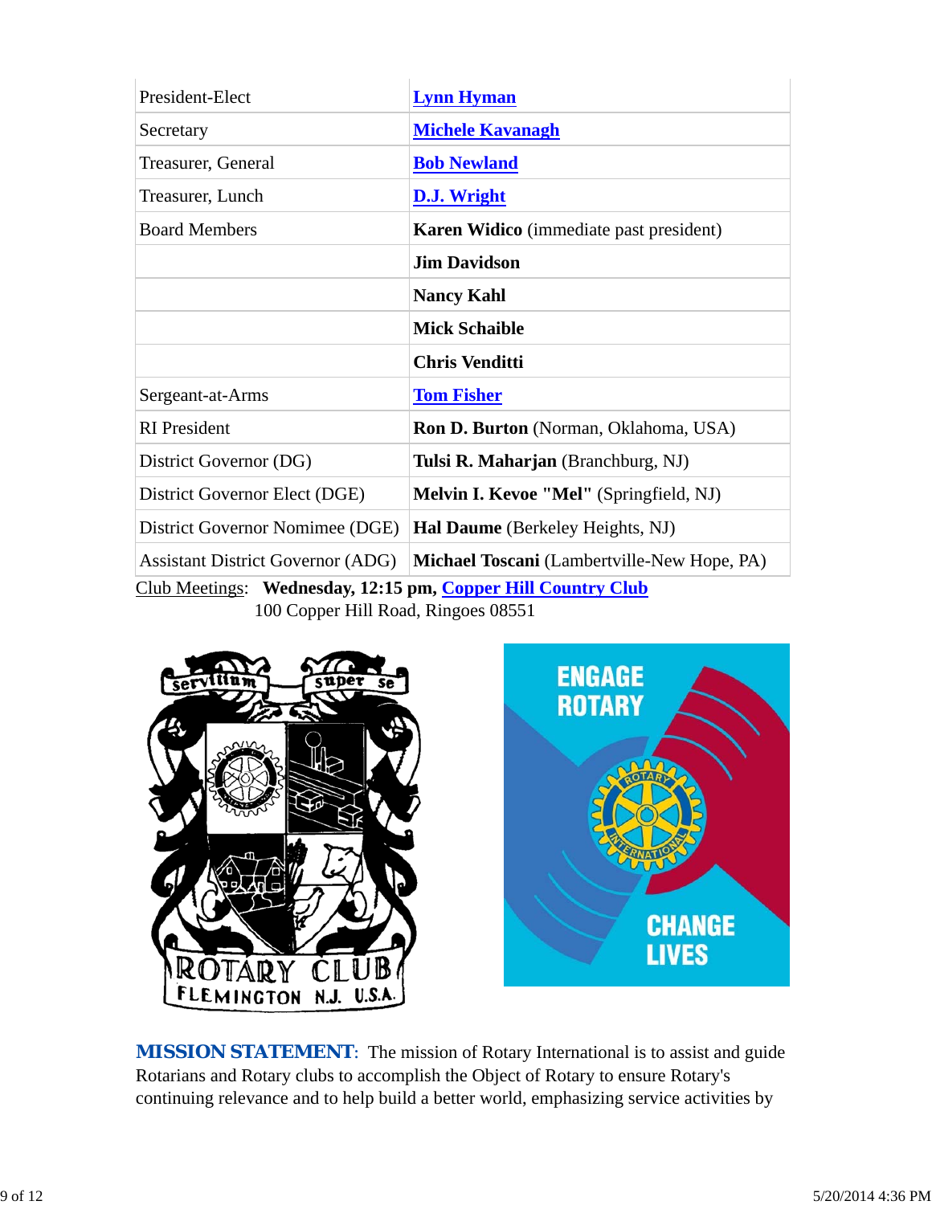| | |
|---|---|
| President-Elect | **Lynn Hyman** |
| Secretary | **Michele Kavanagh** |
| Treasurer, General | **Bob Newland** |
| Treasurer, Lunch | **D.J. Wright** |
| Board Members | **Karen Widico** (immediate past president) |
| | **Jim Davidson** |
| | **Nancy Kahl** |
| | **Mick Schaible** |
| | **Chris Venditti** |
| Sergeant-at-Arms | **Tom Fisher** |
| RI President | **Ron D. Burton** (Norman, Oklahoma, USA) |
| District Governor (DG) | **Tulsi R. Maharjan** (Branchburg, NJ) |
| District Governor Elect (DGE) | **Melvin I. Kevoe "Mel"** (Springfield, NJ) |
| District Governor Nomimee (DGE) | **Hal Daume** (Berkeley Heights, NJ) |
| Assistant District Governor (ADG) | **Michael Toscani** (Lambertville-New Hope, PA) |

Club Meetings: **Wednesday, 12:15 pm, Copper Hill Country Club**
100 Copper Hill Road, Ringoes 08551

**MISSION STATEMENT**: The mission of Rotary International is to assist and guide Rotarians and Rotary clubs to accomplish the Object of Rotary to ensure Rotary's continuing relevance and to help build a better world, emphasizing service activities by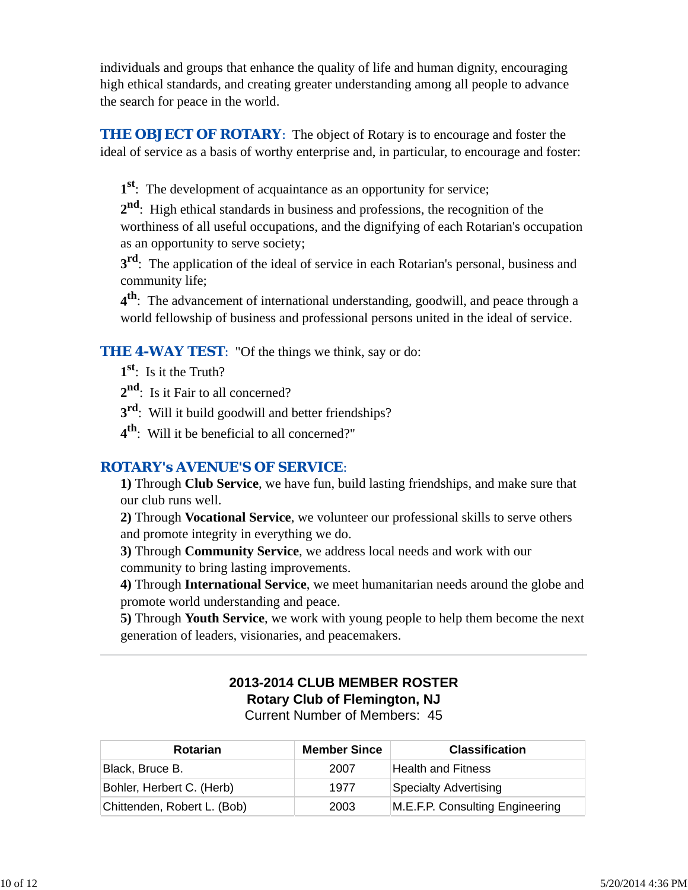individuals and groups that enhance the quality of life and human dignity, encouraging high ethical standards, and creating greater understanding among all people to advance the search for peace in the world.

**THE OBJECT OF ROTARY**: The object of Rotary is to encourage and foster the ideal of service as a basis of worthy enterprise and, in particular, to encourage and foster:

> **1st**: The development of acquaintance as an opportunity for service;
>
> **2nd**: High ethical standards in business and professions, the recognition of the worthiness of all useful occupations, and the dignifying of each Rotarian's occupation as an opportunity to serve society;
>
> **3rd**: The application of the ideal of service in each Rotarian's personal, business and community life;
>
> **4th**: The advancement of international understanding, goodwill, and peace through a world fellowship of business and professional persons united in the ideal of service.

**THE 4-WAY TEST**: "Of the things we think, say or do:

> **1st**: Is it the Truth?
>
> **2nd**: Is it Fair to all concerned?
>
> **3rd**: Will it build goodwill and better friendships?
>
> **4th**: Will it be beneficial to all concerned?"

**ROTARY's AVENUE'S OF SERVICE**:

> **1)** Through **Club Service**, we have fun, build lasting friendships, and make sure that our club runs well.
>
> **2)** Through **Vocational Service**, we volunteer our professional skills to serve others and promote integrity in everything we do.
>
> **3)** Through **Community Service**, we address local needs and work with our community to bring lasting improvements.
>
> **4)** Through **International Service**, we meet humanitarian needs around the globe and promote world understanding and peace.
>
> **5)** Through **Youth Service**, we work with young people to help them become the next generation of leaders, visionaries, and peacemakers.

---

**2013-2014 CLUB MEMBER ROSTER**
**Rotary Club of Flemington, NJ**
Current Number of Members: 45

| Rotarian | Member Since | Classification |
|---|---|---|
| Black, Bruce B. | 2007 | Health and Fitness |
| Bohler, Herbert C. (Herb) | 1977 | Specialty Advertising |
| Chittenden, Robert L. (Bob) | 2003 | M.E.F.P. Consulting Engineering |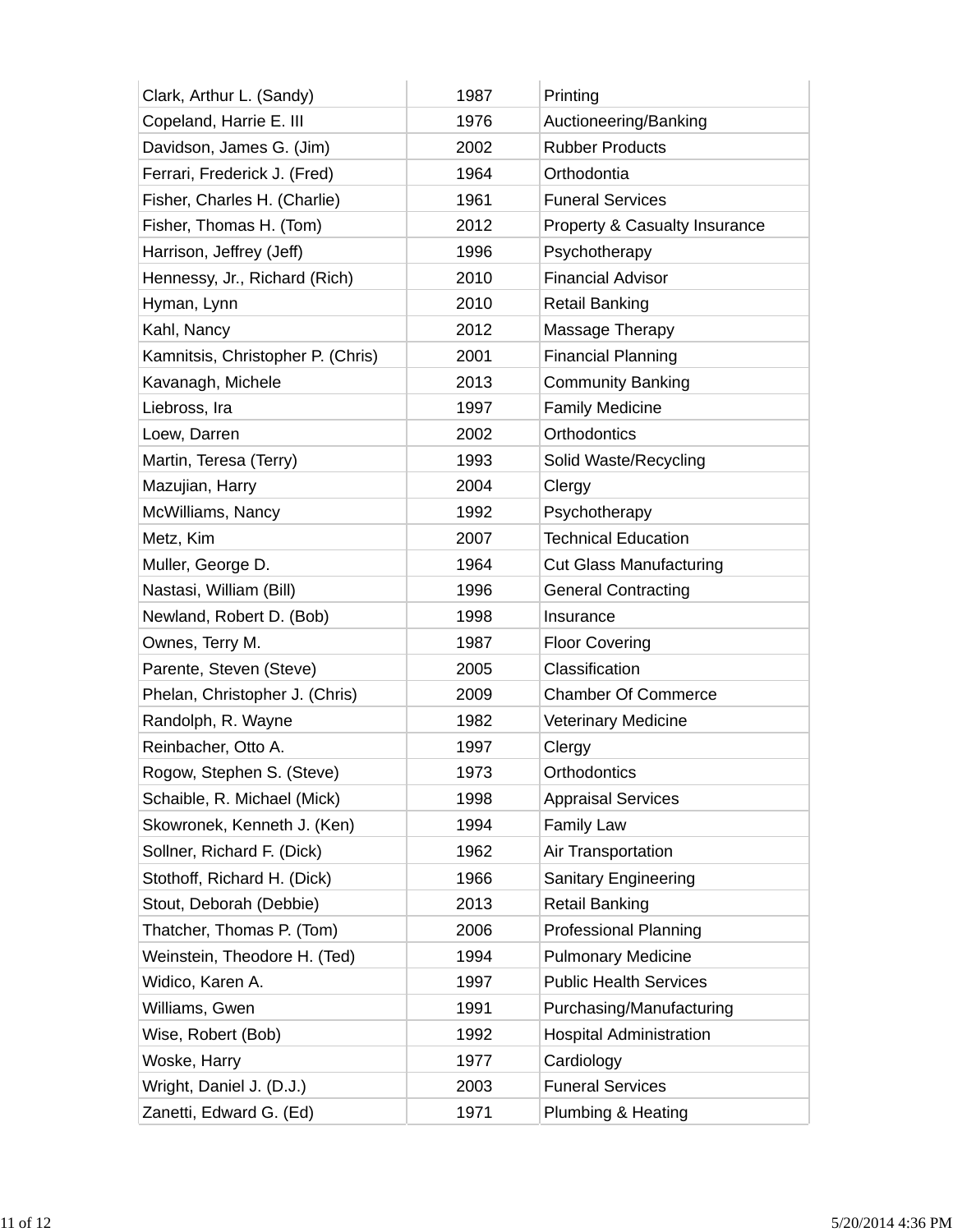| | | |
|---|---|---|
| Clark, Arthur L. (Sandy) | 1987 | Printing |
| Copeland, Harrie E. III | 1976 | Auctioneering/Banking |
| Davidson, James G. (Jim) | 2002 | Rubber Products |
| Ferrari, Frederick J. (Fred) | 1964 | Orthodontia |
| Fisher, Charles H. (Charlie) | 1961 | Funeral Services |
| Fisher, Thomas H. (Tom) | 2012 | Property & Casualty Insurance |
| Harrison, Jeffrey (Jeff) | 1996 | Psychotherapy |
| Hennessy, Jr., Richard (Rich) | 2010 | Financial Advisor |
| Hyman, Lynn | 2010 | Retail Banking |
| Kahl, Nancy | 2012 | Massage Therapy |
| Kamnitsis, Christopher P. (Chris) | 2001 | Financial Planning |
| Kavanagh, Michele | 2013 | Community Banking |
| Liebross, Ira | 1997 | Family Medicine |
| Loew, Darren | 2002 | Orthodontics |
| Martin, Teresa (Terry) | 1993 | Solid Waste/Recycling |
| Mazujian, Harry | 2004 | Clergy |
| McWilliams, Nancy | 1992 | Psychotherapy |
| Metz, Kim | 2007 | Technical Education |
| Muller, George D. | 1964 | Cut Glass Manufacturing |
| Nastasi, William (Bill) | 1996 | General Contracting |
| Newland, Robert D. (Bob) | 1998 | Insurance |
| Ownes, Terry M. | 1987 | Floor Covering |
| Parente, Steven (Steve) | 2005 | Classification |
| Phelan, Christopher J. (Chris) | 2009 | Chamber Of Commerce |
| Randolph, R. Wayne | 1982 | Veterinary Medicine |
| Reinbacher, Otto A. | 1997 | Clergy |
| Rogow, Stephen S. (Steve) | 1973 | Orthodontics |
| Schaible, R. Michael (Mick) | 1998 | Appraisal Services |
| Skowronek, Kenneth J. (Ken) | 1994 | Family Law |
| Sollner, Richard F. (Dick) | 1962 | Air Transportation |
| Stothoff, Richard H. (Dick) | 1966 | Sanitary Engineering |
| Stout, Deborah (Debbie) | 2013 | Retail Banking |
| Thatcher, Thomas P. (Tom) | 2006 | Professional Planning |
| Weinstein, Theodore H. (Ted) | 1994 | Pulmonary Medicine |
| Widico, Karen A. | 1997 | Public Health Services |
| Williams, Gwen | 1991 | Purchasing/Manufacturing |
| Wise, Robert (Bob) | 1992 | Hospital Administration |
| Woske, Harry | 1977 | Cardiology |
| Wright, Daniel J. (D.J.) | 2003 | Funeral Services |
| Zanetti, Edward G. (Ed) | 1971 | Plumbing & Heating |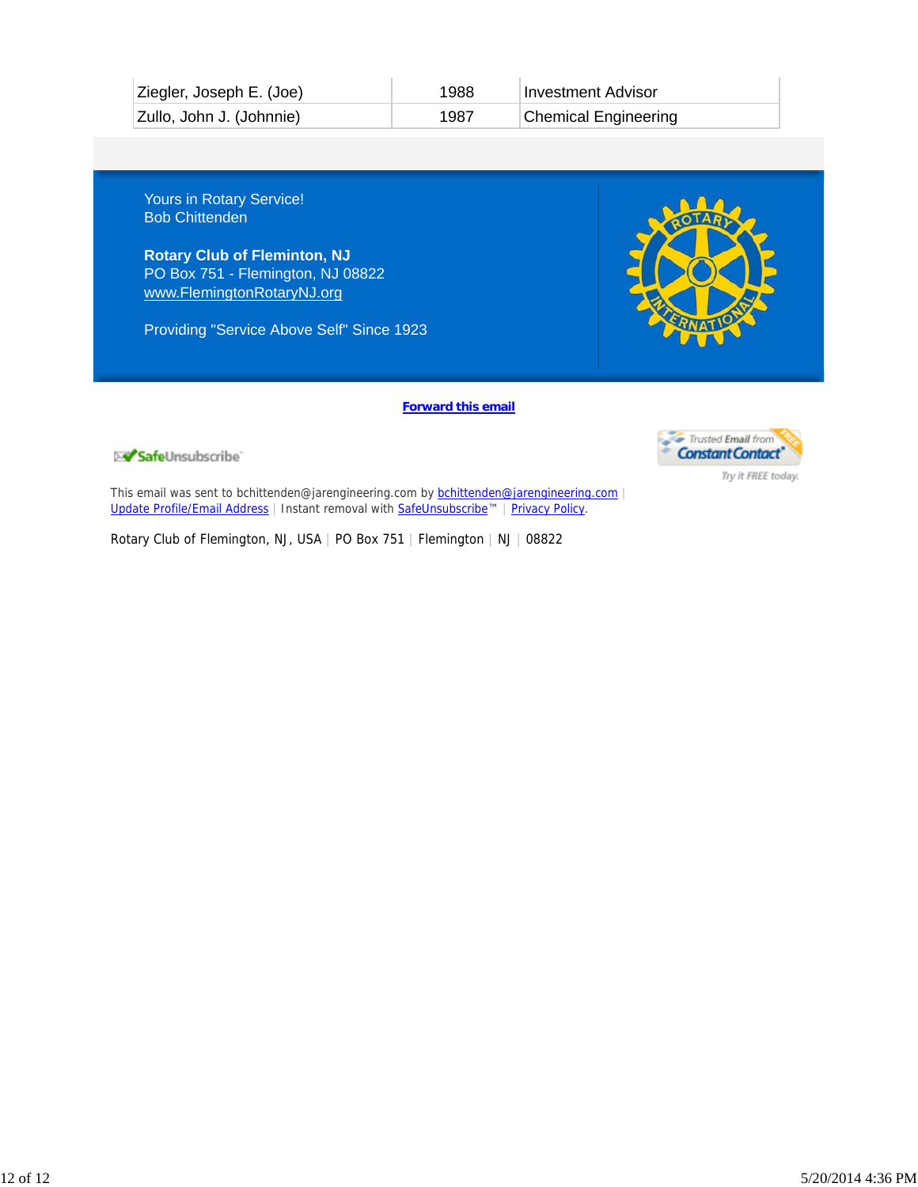| | | |
|---|---|---|
| Ziegler, Joseph E. (Joe) | 1988 | Investment Advisor |
| Zullo, John J. (Johnnie) | 1987 | Chemical Engineering |

Yours in Rotary Service!
Bob Chittenden

**Rotary Club of Fleminton, NJ**
PO Box 751 - Flemington, NJ 08822
www.FlemingtonRotaryNJ.org

Providing "Service Above Self" Since 1923

**Forward this email**

SafeUnsubscribe

Trusted Email from Constant Contact
Try it FREE today.

This email was sent to bchittenden@jarengineering.com by bchittenden@jarengineering.com | Update Profile/Email Address | Instant removal with SafeUnsubscribe™ | Privacy Policy.

Rotary Club of Flemington, NJ, USA | PO Box 751 | Flemington | NJ | 08822